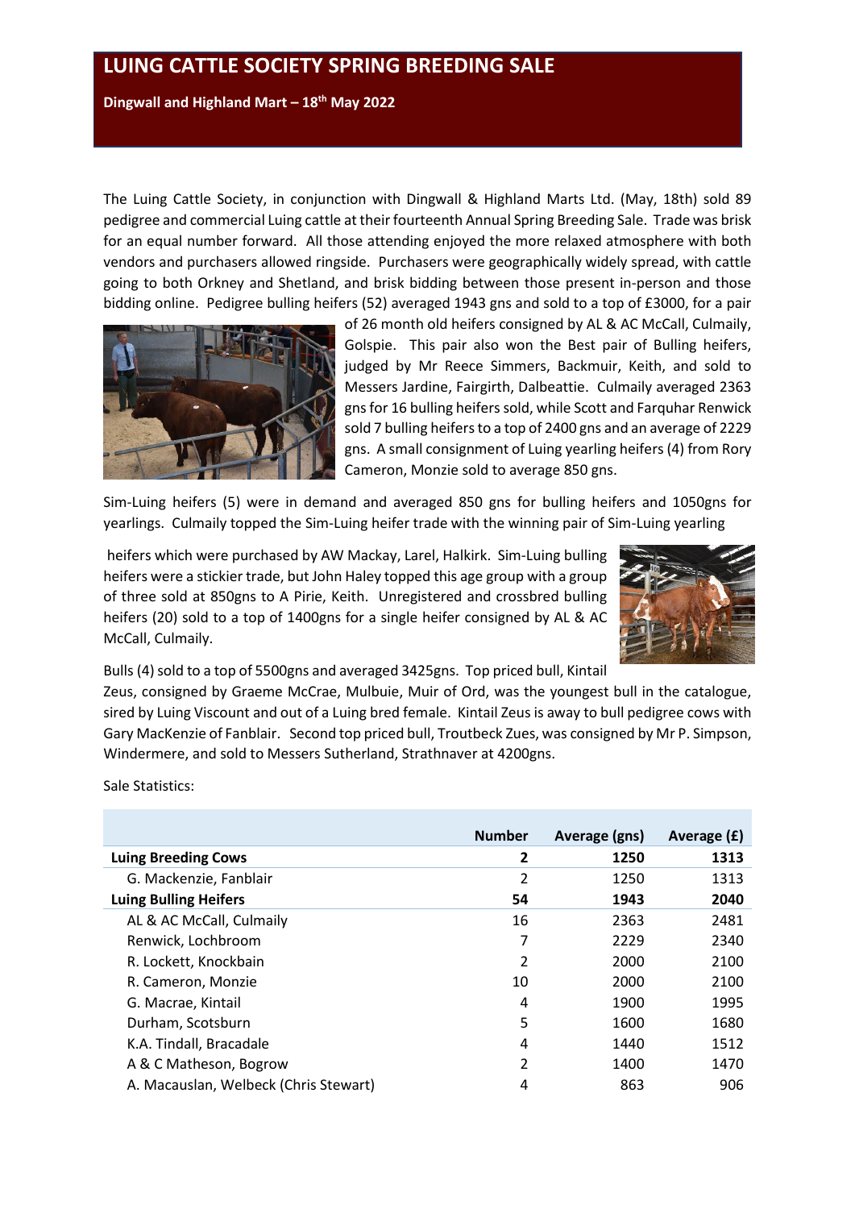# LUING CATTLE SOCIETY SPRING BREEDING SALE

**Dingwall and Highland Mart – 18th May 2022**

The Luing Cattle Society, in conjunction with Dingwall & Highland Marts Ltd. (May, 18th) sold 89 pedigree and commercial Luing cattle at their fourteenth Annual Spring Breeding Sale. Trade was brisk for an equal number forward. All those attending enjoyed the more relaxed atmosphere with both vendors and purchasers allowed ringside. Purchasers were geographically widely spread, with cattle going to both Orkney and Shetland, and brisk bidding between those present in-person and those bidding online. Pedigree bulling heifers (52) averaged 1943 gns and sold to a top of £3000, for a pair of 26 month old heifers consigned by AL & AC McCall, Culmaily, Golspie. This pair also won the Best pair of Bulling heifers, judged by Mr Reece Simmers, Backmuir, Keith, and sold to Messers Jardine, Fairgirth, Dalbeattie. Culmaily averaged 2363 gns for 16 bulling heifers sold, while Scott and Farquhar Renwick sold 7 bulling heifers to a top of 2400 gns and an average of 2229 gns. A small consignment of Luing yearling heifers (4) from Rory Cameron, Monzie sold to average 850 gns.

Sim-Luing heifers (5) were in demand and averaged 850 gns for bulling heifers and 1050gns for yearlings. Culmaily topped the Sim-Luing heifer trade with the winning pair of Sim-Luing yearling heifers which were purchased by AW Mackay, Larel, Halkirk. Sim-Luing bulling heifers were a stickier trade, but John Haley topped this age group with a group of three sold at 850gns to A Pirie, Keith. Unregistered and crossbred bulling heifers (20) sold to a top of 1400gns for a single heifer consigned by AL & AC McCall, Culmaily.

Bulls (4) sold to a top of 5500gns and averaged 3425gns. Top priced bull, Kintail Zeus, consigned by Graeme McCrae, Mulbuie, Muir of Ord, was the youngest bull in the catalogue, sired by Luing Viscount and out of a Luing bred female. Kintail Zeus is away to bull pedigree cows with Gary MacKenzie of Fanblair. Second top priced bull, Troutbeck Zues, was consigned by Mr P. Simpson, Windermere, and sold to Messers Sutherland, Strathnaver at 4200gns.

Sale Statistics:

| | Number | Average (gns) | Average (£) |
|---|---|---|---|
| **Luing Breeding Cows** | **2** | **1250** | **1313** |
| G. Mackenzie, Fanblair | 2 | 1250 | 1313 |
| **Luing Bulling Heifers** | **54** | **1943** | **2040** |
| AL & AC McCall, Culmaily | 16 | 2363 | 2481 |
| Renwick, Lochbroom | 7 | 2229 | 2340 |
| R. Lockett, Knockbain | 2 | 2000 | 2100 |
| R. Cameron, Monzie | 10 | 2000 | 2100 |
| G. Macrae, Kintail | 4 | 1900 | 1995 |
| Durham, Scotsburn | 5 | 1600 | 1680 |
| K.A. Tindall, Bracadale | 4 | 1440 | 1512 |
| A & C Matheson, Bogrow | 2 | 1400 | 1470 |
| A. Macauslan, Welbeck (Chris Stewart) | 4 | 863 | 906 |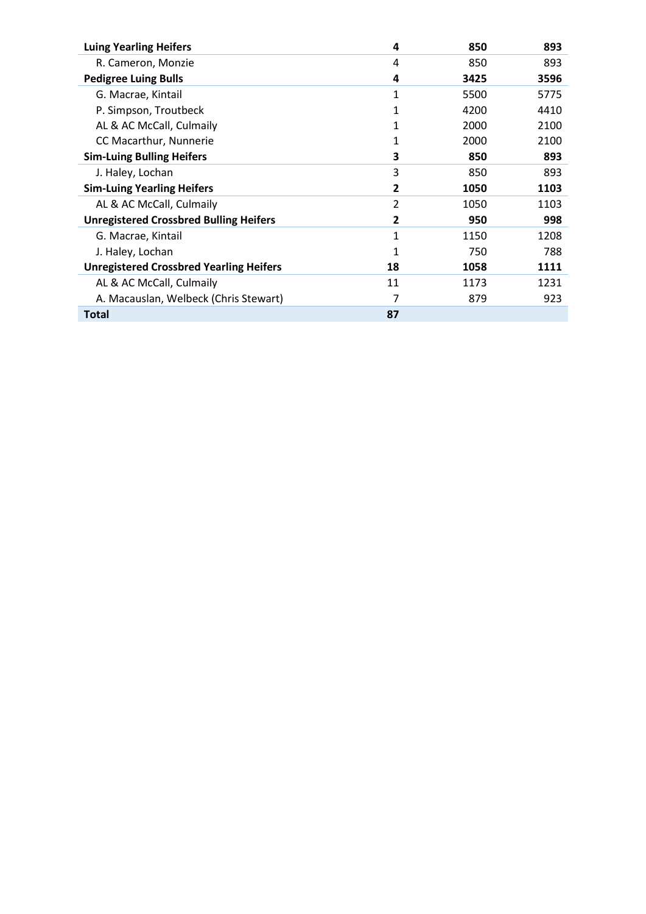| | | | |
|---|---|---|---|
| **Luing Yearling Heifers** | **4** | **850** | **893** |
| R. Cameron, Monzie | 4 | 850 | 893 |
| **Pedigree Luing Bulls** | **4** | **3425** | **3596** |
| G. Macrae, Kintail | 1 | 5500 | 5775 |
| P. Simpson, Troutbeck | 1 | 4200 | 4410 |
| AL & AC McCall, Culmaily | 1 | 2000 | 2100 |
| CC Macarthur, Nunnerie | 1 | 2000 | 2100 |
| **Sim-Luing Bulling Heifers** | **3** | **850** | **893** |
| J. Haley, Lochan | 3 | 850 | 893 |
| **Sim-Luing Yearling Heifers** | **2** | **1050** | **1103** |
| AL & AC McCall, Culmaily | 2 | 1050 | 1103 |
| **Unregistered Crossbred Bulling Heifers** | **2** | **950** | **998** |
| G. Macrae, Kintail | 1 | 1150 | 1208 |
| J. Haley, Lochan | 1 | 750 | 788 |
| **Unregistered Crossbred Yearling Heifers** | **18** | **1058** | **1111** |
| AL & AC McCall, Culmaily | 11 | 1173 | 1231 |
| A. Macauslan, Welbeck (Chris Stewart) | 7 | 879 | 923 |
| **Total** | **87** | | |